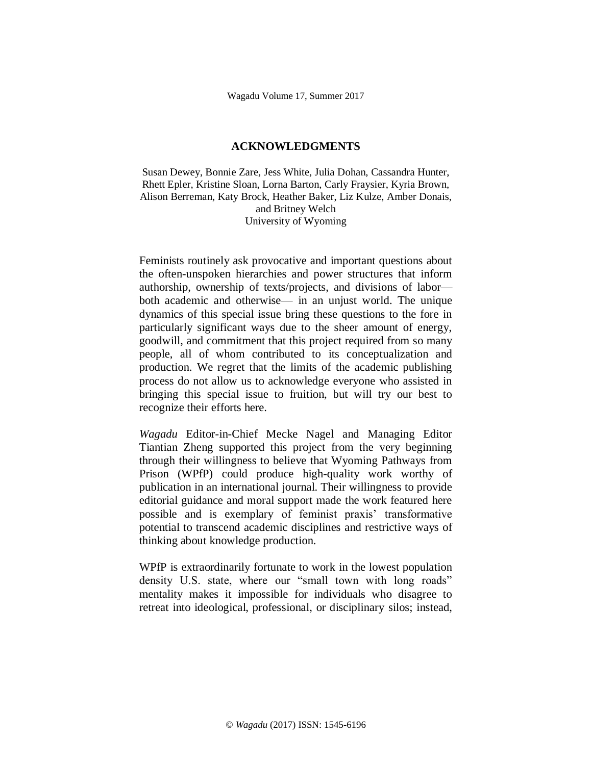# ACKNOWLEDGMENTS

Susan Dewey, Bonnie Zare, Jess White, Julia Dohan, Cassandra Hunter, Rhett Epler, Kristine Sloan, Lorna Barton, Carly Fraysier, Kyria Brown, Alison Berreman, Katy Brock, Heather Baker, Liz Kulze, Amber Donais, and Britney Welch
University of Wyoming

Feminists routinely ask provocative and important questions about the often-unspoken hierarchies and power structures that inform authorship, ownership of texts/projects, and divisions of labor— both academic and otherwise— in an unjust world. The unique dynamics of this special issue bring these questions to the fore in particularly significant ways due to the sheer amount of energy, goodwill, and commitment that this project required from so many people, all of whom contributed to its conceptualization and production. We regret that the limits of the academic publishing process do not allow us to acknowledge everyone who assisted in bringing this special issue to fruition, but will try our best to recognize their efforts here.

*Wagadu* Editor-in-Chief Mecke Nagel and Managing Editor Tiantian Zheng supported this project from the very beginning through their willingness to believe that Wyoming Pathways from Prison (WPfP) could produce high-quality work worthy of publication in an international journal. Their willingness to provide editorial guidance and moral support made the work featured here possible and is exemplary of feminist praxis' transformative potential to transcend academic disciplines and restrictive ways of thinking about knowledge production.

WPfP is extraordinarily fortunate to work in the lowest population density U.S. state, where our "small town with long roads" mentality makes it impossible for individuals who disagree to retreat into ideological, professional, or disciplinary silos; instead,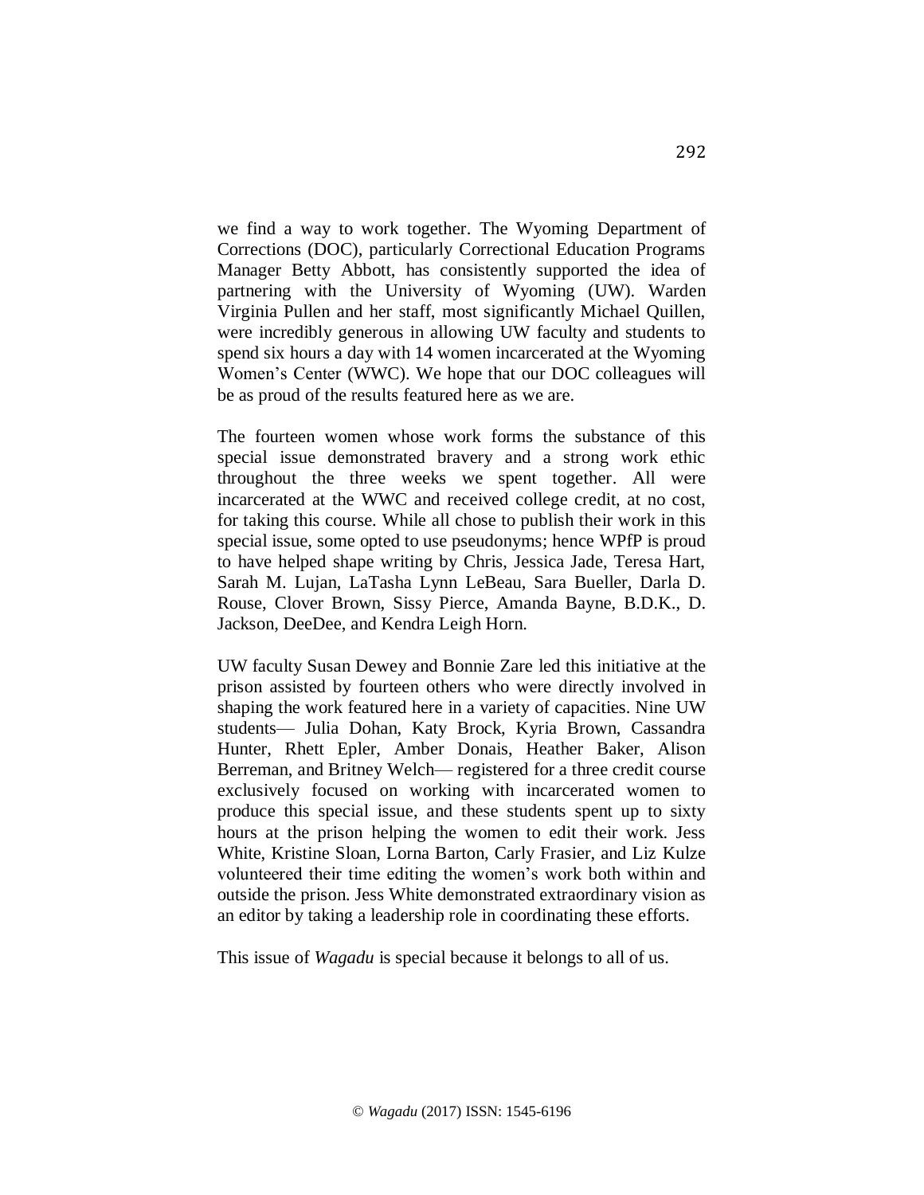we find a way to work together. The Wyoming Department of Corrections (DOC), particularly Correctional Education Programs Manager Betty Abbott, has consistently supported the idea of partnering with the University of Wyoming (UW). Warden Virginia Pullen and her staff, most significantly Michael Quillen, were incredibly generous in allowing UW faculty and students to spend six hours a day with 14 women incarcerated at the Wyoming Women's Center (WWC). We hope that our DOC colleagues will be as proud of the results featured here as we are.

The fourteen women whose work forms the substance of this special issue demonstrated bravery and a strong work ethic throughout the three weeks we spent together. All were incarcerated at the WWC and received college credit, at no cost, for taking this course. While all chose to publish their work in this special issue, some opted to use pseudonyms; hence WPfP is proud to have helped shape writing by Chris, Jessica Jade, Teresa Hart, Sarah M. Lujan, LaTasha Lynn LeBeau, Sara Bueller, Darla D. Rouse, Clover Brown, Sissy Pierce, Amanda Bayne, B.D.K., D. Jackson, DeeDee, and Kendra Leigh Horn.

UW faculty Susan Dewey and Bonnie Zare led this initiative at the prison assisted by fourteen others who were directly involved in shaping the work featured here in a variety of capacities. Nine UW students— Julia Dohan, Katy Brock, Kyria Brown, Cassandra Hunter, Rhett Epler, Amber Donais, Heather Baker, Alison Berreman, and Britney Welch— registered for a three credit course exclusively focused on working with incarcerated women to produce this special issue, and these students spent up to sixty hours at the prison helping the women to edit their work. Jess White, Kristine Sloan, Lorna Barton, Carly Frasier, and Liz Kulze volunteered their time editing the women's work both within and outside the prison. Jess White demonstrated extraordinary vision as an editor by taking a leadership role in coordinating these efforts.

This issue of *Wagadu* is special because it belongs to all of us.